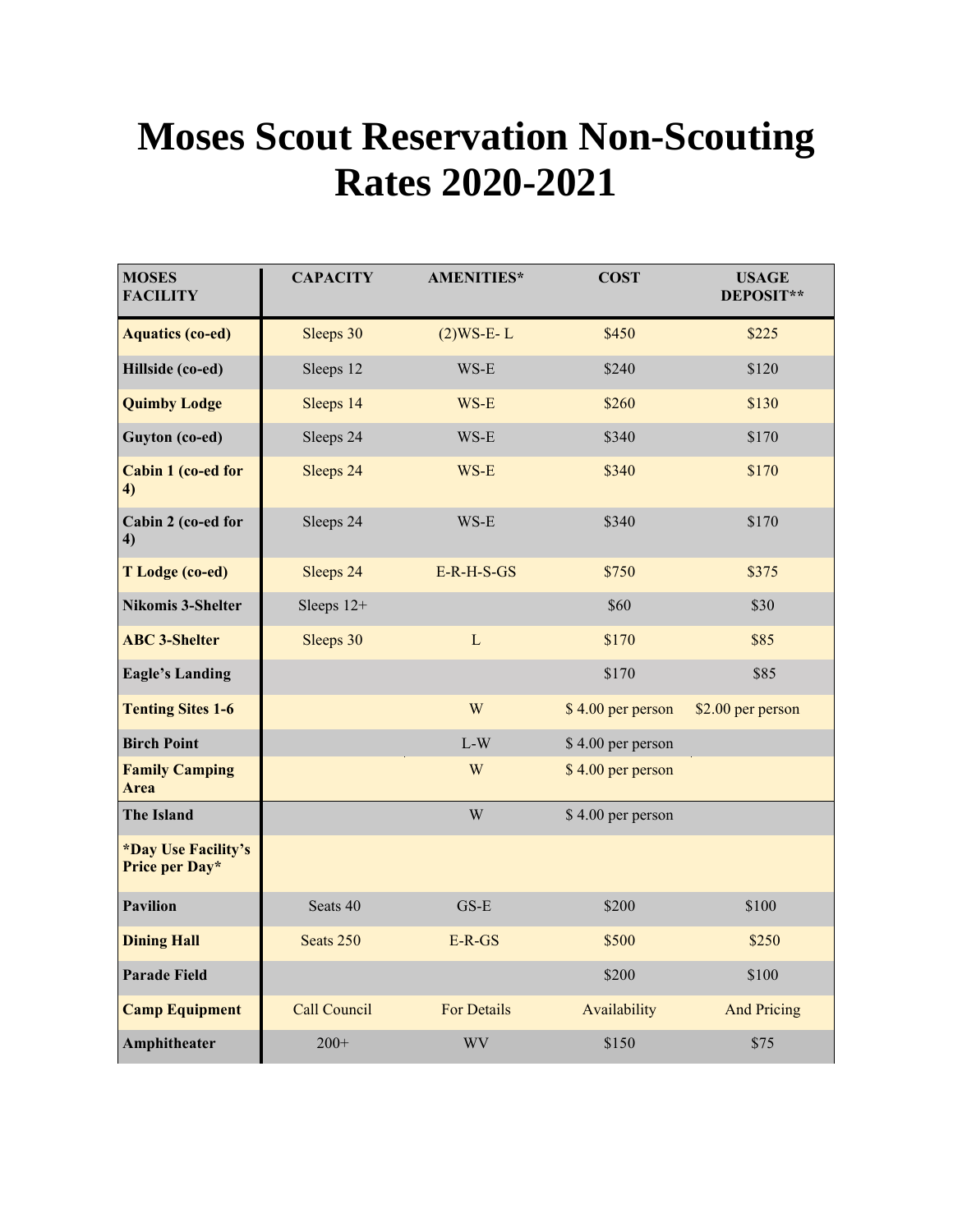# Moses Scout Reservation Non-Scouting Rates 2020-2021

| MOSES FACILITY | CAPACITY | AMENITIES* | COST | USAGE DEPOSIT** |
|---|---|---|---|---|
| **Aquatics (co-ed)** | Sleeps 30 | (2)WS-E- L | $450 | $225 |
| **Hillside (co-ed)** | Sleeps 12 | WS-E | $240 | $120 |
| **Quimby Lodge** | Sleeps 14 | WS-E | $260 | $130 |
| **Guyton (co-ed)** | Sleeps 24 | WS-E | $340 | $170 |
| **Cabin 1 (co-ed for 4)** | Sleeps 24 | WS-E | $340 | $170 |
| **Cabin 2 (co-ed for 4)** | Sleeps 24 | WS-E | $340 | $170 |
| **T Lodge (co-ed)** | Sleeps 24 | E-R-H-S-GS | $750 | $375 |
| **Nikomis 3-Shelter** | Sleeps 12+ | | $60 | $30 |
| **ABC 3-Shelter** | Sleeps 30 | L | $170 | $85 |
| **Eagle's Landing** | | | $170 | $85 |
| **Tenting Sites 1-6** | | W | $ 4.00 per person | $2.00 per person |
| **Birch Point** | | L-W | $ 4.00 per person | |
| **Family Camping Area** | | W | $ 4.00 per person | |
| **The Island** | | W | $ 4.00 per person | |
| ***Day Use Facility's Price per Day*** | | | | |
| **Pavilion** | Seats 40 | GS-E | $200 | $100 |
| **Dining Hall** | Seats 250 | E-R-GS | $500 | $250 |
| **Parade Field** | | | $200 | $100 |
| **Camp Equipment** | Call Council | For Details | Availability | And Pricing |
| **Amphitheater** | 200+ | WV | $150 | $75 |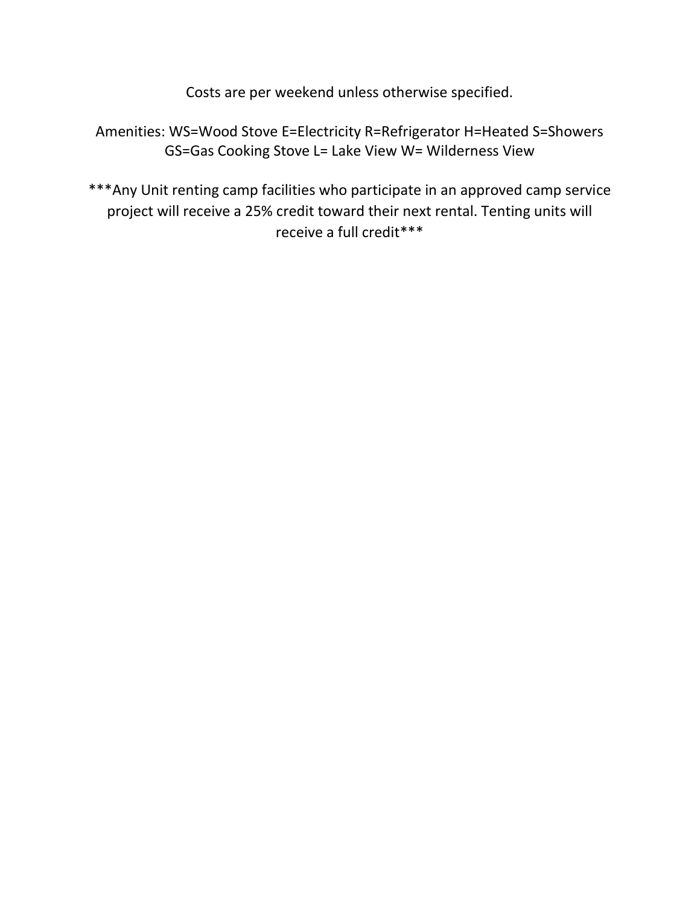Costs are per weekend unless otherwise specified.

Amenities: WS=Wood Stove E=Electricity R=Refrigerator H=Heated S=Showers GS=Gas Cooking Stove L= Lake View W= Wilderness View

***Any Unit renting camp facilities who participate in an approved camp service project will receive a 25% credit toward their next rental. Tenting units will receive a full credit***